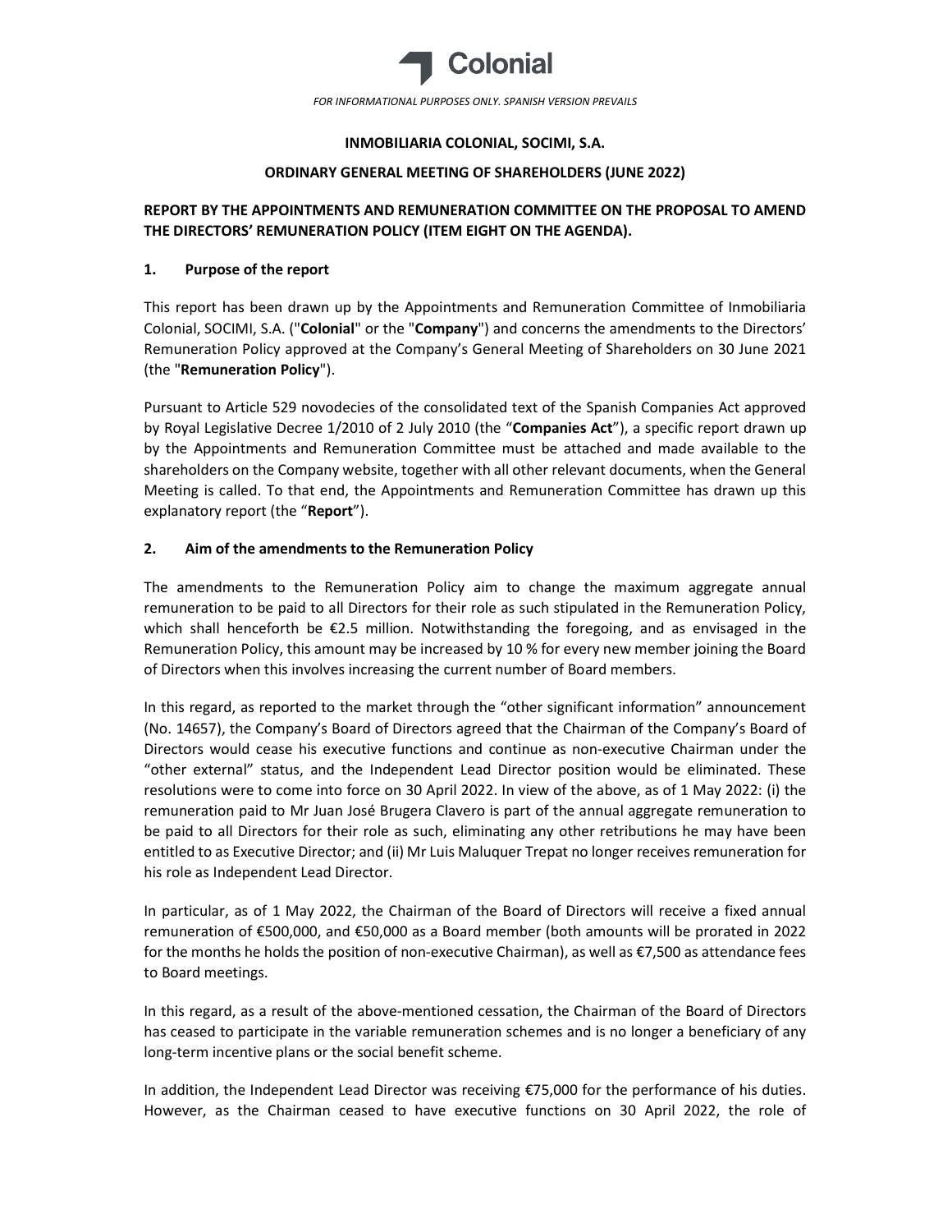FOR INFORMATIONAL PURPOSES ONLY. SPANISH VERSION PREVAILS

**INMOBILIARIA COLONIAL, SOCIMI, S.A.**

**ORDINARY GENERAL MEETING OF SHAREHOLDERS (JUNE 2022)**

**REPORT BY THE APPOINTMENTS AND REMUNERATION COMMITTEE ON THE PROPOSAL TO AMEND THE DIRECTORS' REMUNERATION POLICY (ITEM EIGHT ON THE AGENDA).**

## 1. Purpose of the report

This report has been drawn up by the Appointments and Remuneration Committee of Inmobiliaria Colonial, SOCIMI, S.A. ("**Colonial**" or the "**Company**") and concerns the amendments to the Directors' Remuneration Policy approved at the Company's General Meeting of Shareholders on 30 June 2021 (the "**Remuneration Policy**").

Pursuant to Article 529 novodecies of the consolidated text of the Spanish Companies Act approved by Royal Legislative Decree 1/2010 of 2 July 2010 (the "**Companies Act**"), a specific report drawn up by the Appointments and Remuneration Committee must be attached and made available to the shareholders on the Company website, together with all other relevant documents, when the General Meeting is called. To that end, the Appointments and Remuneration Committee has drawn up this explanatory report (the "**Report**").

## 2. Aim of the amendments to the Remuneration Policy

The amendments to the Remuneration Policy aim to change the maximum aggregate annual remuneration to be paid to all Directors for their role as such stipulated in the Remuneration Policy, which shall henceforth be €2.5 million. Notwithstanding the foregoing, and as envisaged in the Remuneration Policy, this amount may be increased by 10 % for every new member joining the Board of Directors when this involves increasing the current number of Board members.

In this regard, as reported to the market through the "other significant information" announcement (No. 14657), the Company's Board of Directors agreed that the Chairman of the Company's Board of Directors would cease his executive functions and continue as non-executive Chairman under the "other external" status, and the Independent Lead Director position would be eliminated. These resolutions were to come into force on 30 April 2022. In view of the above, as of 1 May 2022: (i) the remuneration paid to Mr Juan José Brugera Clavero is part of the annual aggregate remuneration to be paid to all Directors for their role as such, eliminating any other retributions he may have been entitled to as Executive Director; and (ii) Mr Luis Maluquer Trepat no longer receives remuneration for his role as Independent Lead Director.

In particular, as of 1 May 2022, the Chairman of the Board of Directors will receive a fixed annual remuneration of €500,000, and €50,000 as a Board member (both amounts will be prorated in 2022 for the months he holds the position of non-executive Chairman), as well as €7,500 as attendance fees to Board meetings.

In this regard, as a result of the above-mentioned cessation, the Chairman of the Board of Directors has ceased to participate in the variable remuneration schemes and is no longer a beneficiary of any long-term incentive plans or the social benefit scheme.

In addition, the Independent Lead Director was receiving €75,000 for the performance of his duties. However, as the Chairman ceased to have executive functions on 30 April 2022, the role of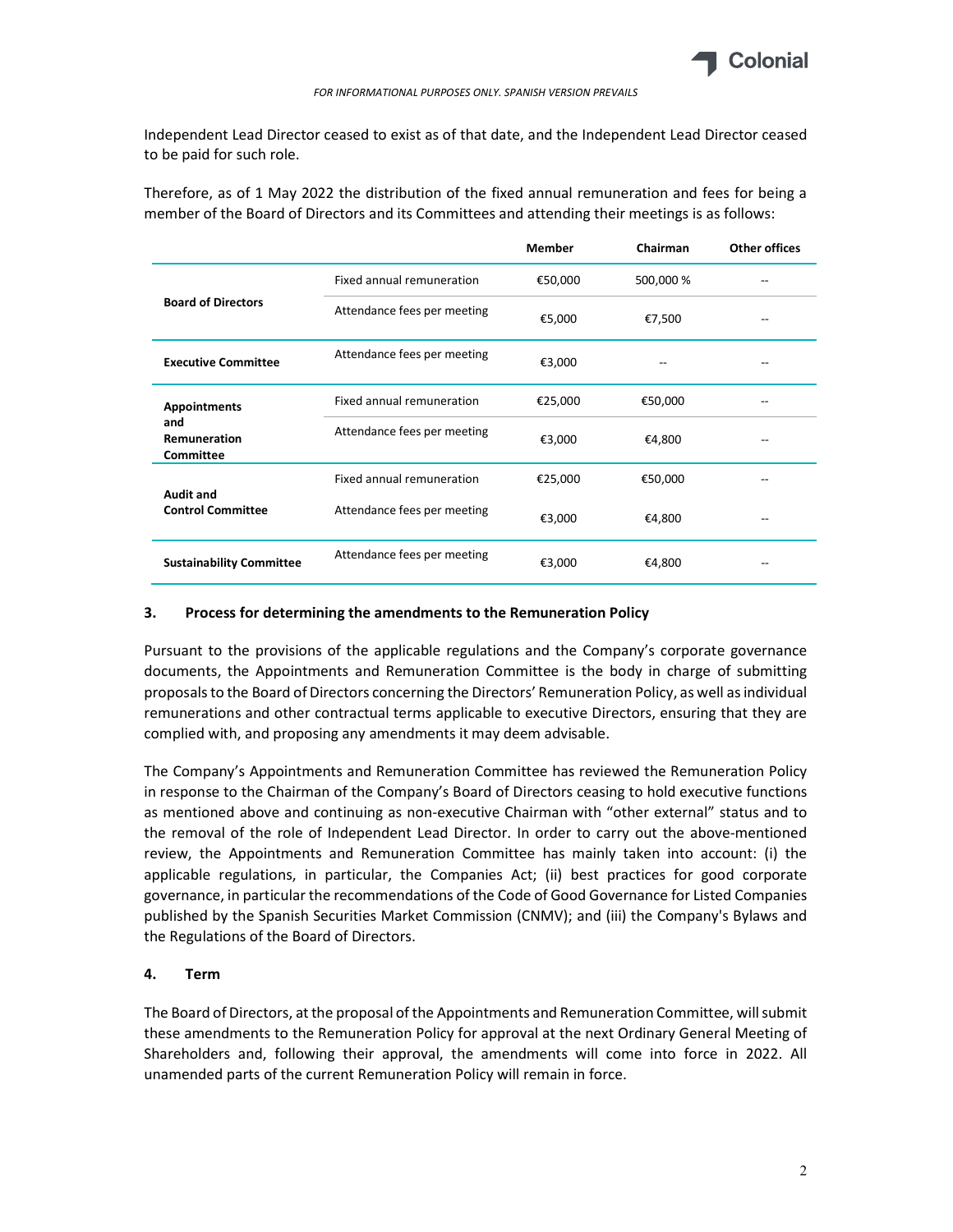*FOR INFORMATIONAL PURPOSES ONLY. SPANISH VERSION PREVAILS*

Independent Lead Director ceased to exist as of that date, and the Independent Lead Director ceased to be paid for such role.

Therefore, as of 1 May 2022 the distribution of the fixed annual remuneration and fees for being a member of the Board of Directors and its Committees and attending their meetings is as follows:

| | | Member | Chairman | Other offices |
|---|---|---|---|---|
| **Board of Directors** | Fixed annual remuneration | €50,000 | 500,000 % | -- |
| | Attendance fees per meeting | €5,000 | €7,500 | -- |
| **Executive Committee** | Attendance fees per meeting | €3,000 | -- | -- |
| **Appointments and Remuneration Committee** | Fixed annual remuneration | €25,000 | €50,000 | -- |
| | Attendance fees per meeting | €3,000 | €4,800 | -- |
| **Audit and Control Committee** | Fixed annual remuneration | €25,000 | €50,000 | -- |
| | Attendance fees per meeting | €3,000 | €4,800 | -- |
| **Sustainability Committee** | Attendance fees per meeting | €3,000 | €4,800 | -- |

### 3. Process for determining the amendments to the Remuneration Policy

Pursuant to the provisions of the applicable regulations and the Company's corporate governance documents, the Appointments and Remuneration Committee is the body in charge of submitting proposals to the Board of Directors concerning the Directors' Remuneration Policy, as well as individual remunerations and other contractual terms applicable to executive Directors, ensuring that they are complied with, and proposing any amendments it may deem advisable.

The Company's Appointments and Remuneration Committee has reviewed the Remuneration Policy in response to the Chairman of the Company's Board of Directors ceasing to hold executive functions as mentioned above and continuing as non-executive Chairman with "other external" status and to the removal of the role of Independent Lead Director. In order to carry out the above-mentioned review, the Appointments and Remuneration Committee has mainly taken into account: (i) the applicable regulations, in particular, the Companies Act; (ii) best practices for good corporate governance, in particular the recommendations of the Code of Good Governance for Listed Companies published by the Spanish Securities Market Commission (CNMV); and (iii) the Company's Bylaws and the Regulations of the Board of Directors.

### 4. Term

The Board of Directors, at the proposal of the Appointments and Remuneration Committee, will submit these amendments to the Remuneration Policy for approval at the next Ordinary General Meeting of Shareholders and, following their approval, the amendments will come into force in 2022. All unamended parts of the current Remuneration Policy will remain in force.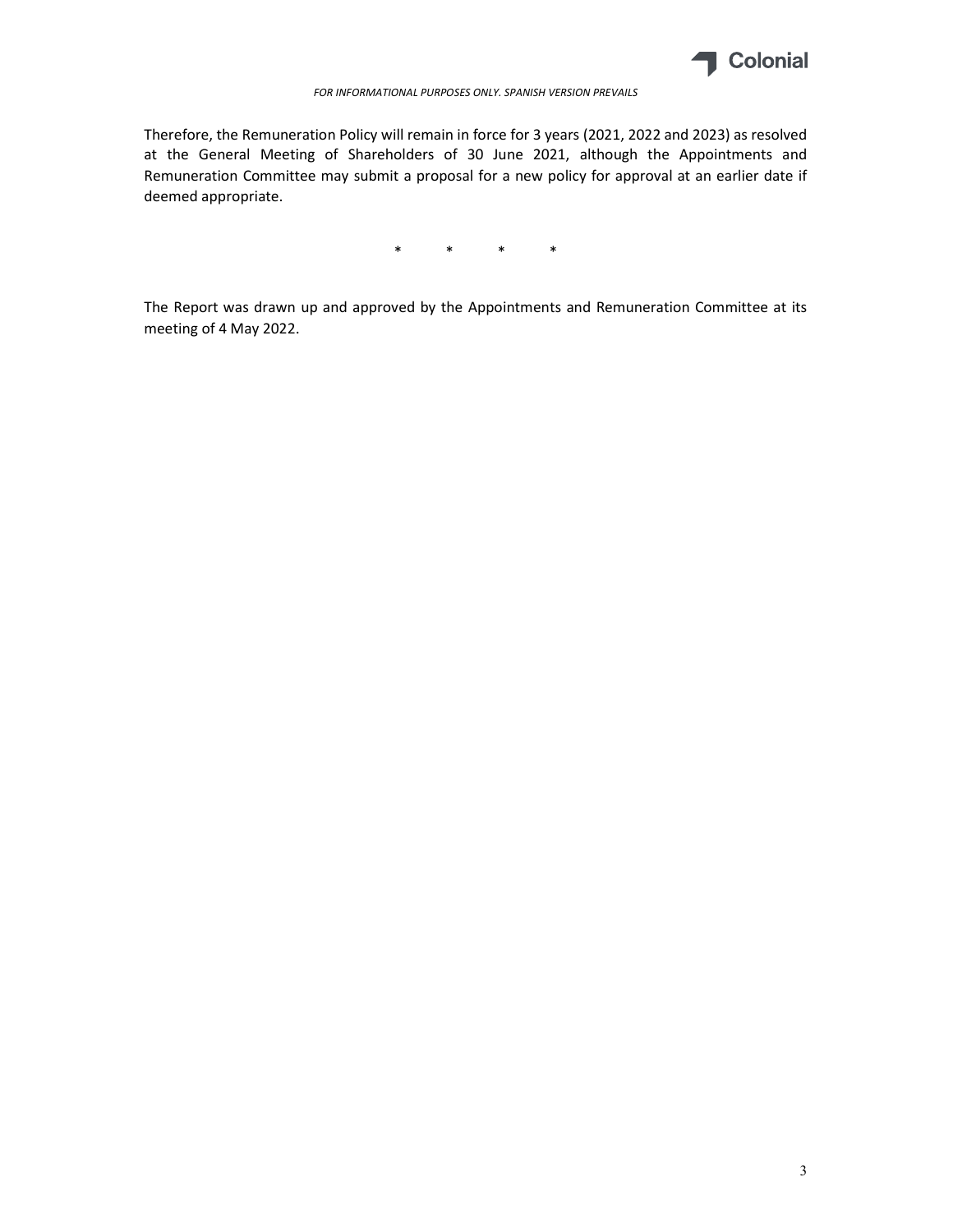Therefore, the Remuneration Policy will remain in force for 3 years (2021, 2022 and 2023) as resolved at the General Meeting of Shareholders of 30 June 2021, although the Appointments and Remuneration Committee may submit a proposal for a new policy for approval at an earlier date if deemed appropriate.

\* \* \* \*

The Report was drawn up and approved by the Appointments and Remuneration Committee at its meeting of 4 May 2022.